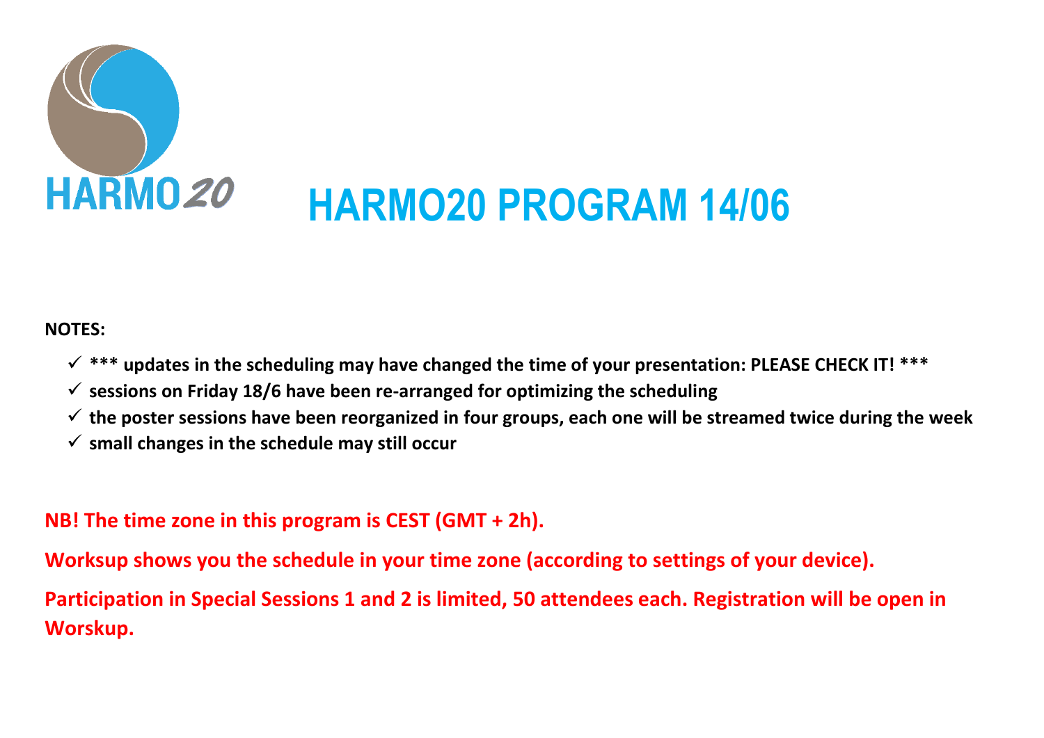HARMO20

# HARMO20 PROGRAM 14/06

**NOTES:**

- ✓ **\*\*\* updates in the scheduling may have changed the time of your presentation: PLEASE CHECK IT! \*\*\***
- ✓ **sessions on Friday 18/6 have been re-arranged for optimizing the scheduling**
- ✓ **the poster sessions have been reorganized in four groups, each one will be streamed twice during the week**
- ✓ **small changes in the schedule may still occur**

**NB! The time zone in this program is CEST (GMT + 2h).**

**Worksup shows you the schedule in your time zone (according to settings of your device).**

**Participation in Special Sessions 1 and 2 is limited, 50 attendees each. Registration will be open in Worskup.**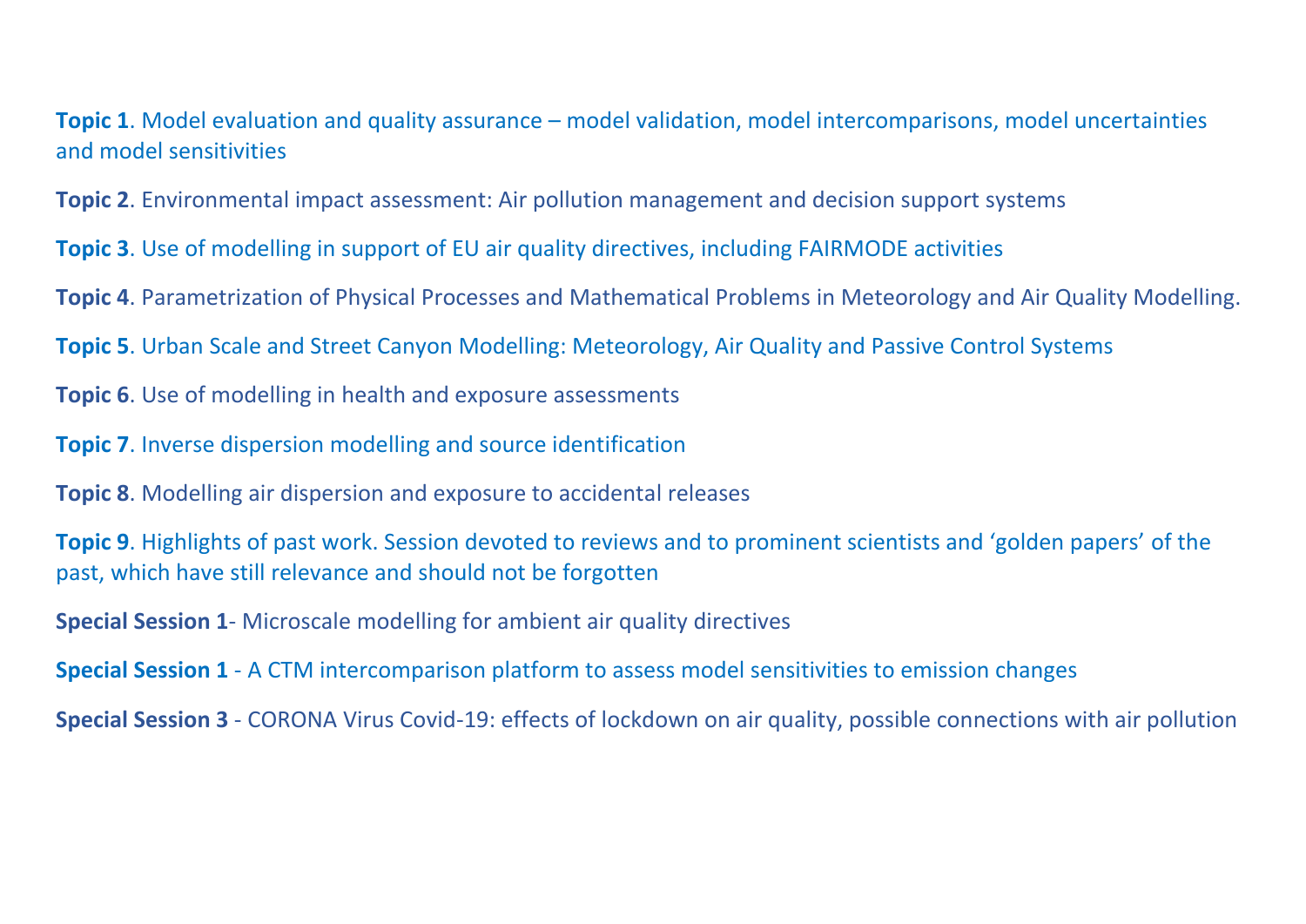**Topic 1**. Model evaluation and quality assurance – model validation, model intercomparisons, model uncertainties and model sensitivities

**Topic 2**. Environmental impact assessment: Air pollution management and decision support systems

**Topic 3**. Use of modelling in support of EU air quality directives, including FAIRMODE activities

**Topic 4**. Parametrization of Physical Processes and Mathematical Problems in Meteorology and Air Quality Modelling.

**Topic 5**. Urban Scale and Street Canyon Modelling: Meteorology, Air Quality and Passive Control Systems

**Topic 6**. Use of modelling in health and exposure assessments

**Topic 7**. Inverse dispersion modelling and source identification

**Topic 8**. Modelling air dispersion and exposure to accidental releases

**Topic 9**. Highlights of past work. Session devoted to reviews and to prominent scientists and 'golden papers' of the past, which have still relevance and should not be forgotten

**Special Session 1**- Microscale modelling for ambient air quality directives

**Special Session 1** - A CTM intercomparison platform to assess model sensitivities to emission changes

**Special Session 3** - CORONA Virus Covid-19: effects of lockdown on air quality, possible connections with air pollution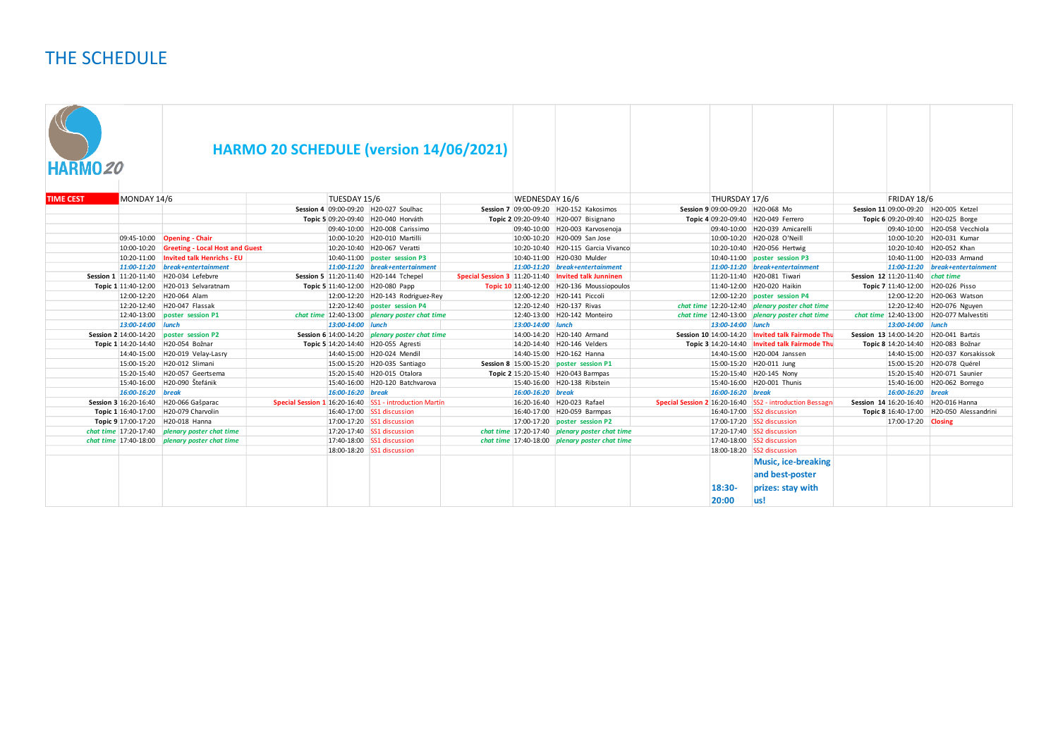# THE SCHEDULE

## HARMO 20 SCHEDULE (version 14/06/2021)

| TIME CEST | MONDAY 14/6 | | TUESDAY 15/6 | | | WEDNESDAY 16/6 | | | THURSDAY 17/6 | | | FRIDAY 18/6 | |
|---|---|---|---|---|---|---|---|---|---|---|---|---|---|
| | | | Session 4 | 09:00-09:20 | H20-027 Soulhac | Session 7 | 09:00-09:20 | H20-152 Kakosimos | Session 9 | 09:00-09:20 | H20-068 Mo | Session 11 | 09:00-09:20 | H20-005 Ketzel |
| | | | Topic 5 | 09:20-09:40 | H20-040 Horváth | Topic 2 | 09:20-09:40 | H20-007 Bisignano | Topic 4 | 09:20-09:40 | H20-049 Ferrero | Topic 6 | 09:20-09:40 | H20-025 Borge |
| | | | | 09:40-10:00 | H20-008 Carissimo | | 09:40-10:00 | H20-003 Karvosenoja | | 09:40-10:00 | H20-039 Amicarelli | | 09:40-10:00 | H20-058 Vecchiola |
| | 09:45-10:00 | Opening - Chair | | 10:00-10:20 | H20-010 Martilli | | 10:00-10:20 | H20-009 San Jose | | 10:00-10:20 | H20-028 O'Neill | | 10:00-10:20 | H20-031 Kumar |
| | 10:00-10:20 | Greeting - Local Host and Guest | | 10:20-10:40 | H20-067 Veratti | | 10:20-10:40 | H20-115 Garcia Vivanco | | 10:20-10:40 | H20-056 Hertwig | | 10:20-10:40 | H20-052 Khan |
| | 10:20-11:00 | Invited talk Henrichs - EU | | 10:40-11:00 | poster session P3 | | 10:40-11:00 | H20-030 Mulder | | 10:40-11:00 | poster session P3 | | 10:40-11:00 | H20-033 Armand |
| | *11:00-11:20* | *break+entertainment* | | *11:00-11:20* | *break+entertainment* | | *11:00-11:20* | *break+entertainment* | | *11:00-11:20* | *break+entertainment* | | *11:00-11:20* | *break+entertainment* |
| Session 1 | 11:20-11:40 | H20-034 Lefebvre | Session 5 | 11:20-11:40 | H20-144 Tchepel | Special Session 3 | 11:20-11:40 | Invited talk Junninen | | 11:20-11:40 | H20-081 Tiwari | Session 12 | 11:20-11:40 | *chat time* |
| Topic 1 | 11:40-12:00 | H20-013 Selvaratnam | Topic 5 | 11:40-12:00 | H20-080 Papp | Topic 10 | 11:40-12:00 | H20-136 Moussiopoulos | | 11:40-12:00 | H20-020 Haikin | Topic 7 | 11:40-12:00 | H20-026 Pisso |
| | 12:00-12:20 | H20-064 Alam | | 12:00-12:20 | H20-143 Rodriguez-Rey | | 12:00-12:20 | H20-141 Piccoli | | 12:00-12:20 | poster session P4 | | 12:00-12:20 | H20-063 Watson |
| | 12:20-12:40 | H20-047 Flassak | | 12:20-12:40 | poster session P4 | | 12:20-12:40 | H20-137 Rivas | *chat time* | 12:20-12:40 | *plenary poster chat time* | | 12:20-12:40 | H20-076 Nguyen |
| | 12:40-13:00 | poster session P1 | *chat time* | 12:40-13:00 | *plenary poster chat time* | | 12:40-13:00 | H20-142 Monteiro | *chat time* | 12:40-13:00 | *plenary poster chat time* | *chat time* | 12:40-13:00 | H20-077 Malvestiti |
| | *13:00-14:00* | *lunch* | | *13:00-14:00* | *lunch* | | *13:00-14:00* | *lunch* | | *13:00-14:00* | *lunch* | | *13:00-14:00* | *lunch* |
| Session 2 | 14:00-14:20 | poster session P2 | Session 6 | 14:00-14:20 | *plenary poster chat time* | | 14:00-14:20 | H20-140 Armand | Session 10 | 14:00-14:20 | Invited talk Fairmode Thu | Session 13 | 14:00-14:20 | H20-041 Bartzis |
| Topic 1 | 14:20-14:40 | H20-054 Božnar | Topic 5 | 14:20-14:40 | H20-055 Agresti | | 14:20-14:40 | H20-146 Velders | Topic 3 | 14:20-14:40 | Invited talk Fairmode Thu | Topic 8 | 14:20-14:40 | H20-083 Božnar |
| | 14:40-15:00 | H20-019 Velay-Lasry | | 14:40-15:00 | H20-024 Mendil | | 14:40-15:00 | H20-162 Hanna | | 14:40-15:00 | H20-004 Janssen | | 14:40-15:00 | H20-037 Korsakissok |
| | 15:00-15:20 | H20-012 Slimani | | 15:00-15:20 | H20-035 Santiago | Session 8 | 15:00-15:20 | poster session P1 | | 15:00-15:20 | H20-011 Jung | | 15:00-15:20 | H20-078 Quérel |
| | 15:20-15:40 | H20-057 Geertsema | | 15:20-15:40 | H20-015 Otalora | Topic 2 | 15:20-15:40 | H20-043 Barmpas | | 15:20-15:40 | H20-145 Nony | | 15:20-15:40 | H20-071 Saunier |
| | 15:40-16:00 | H20-090 Štefánik | | 15:40-16:00 | H20-120 Batchvarova | | 15:40-16:00 | H20-138 Ribstein | | 15:40-16:00 | H20-001 Thunis | | 15:40-16:00 | H20-062 Borrego |
| | *16:00-16:20* | *break* | | *16:00-16:20* | *break* | | *16:00-16:20* | *break* | | *16:00-16:20* | *break* | | *16:00-16:20* | *break* |
| Session 3 | 16:20-16:40 | H20-066 Gašparac | Special Session 1 | 16:20-16:40 | SS1 - introduction Martin | | 16:20-16:40 | H20-023 Rafael | Special Session 2 | 16:20-16:40 | SS2 - introduction Bessagn | Session 14 | 16:20-16:40 | H20-016 Hanna |
| Topic 1 | 16:40-17:00 | H20-079 Charvolin | | 16:40-17:00 | SS1 discussion | | 16:40-17:00 | H20-059 Barmpas | | 16:40-17:00 | SS2 discussion | Topic 8 | 16:40-17:00 | H20-050 Alessandrini |
| Topic 9 | 17:00-17:20 | H20-018 Hanna | | 17:00-17:20 | SS1 discussion | | 17:00-17:20 | poster session P2 | | 17:00-17:20 | SS2 discussion | | 17:00-17:20 | Closing |
| *chat time* | 17:20-17:40 | *plenary poster chat time* | | 17:20-17:40 | SS1 discussion | *chat time* | 17:20-17:40 | *plenary poster chat time* | | 17:20-17:40 | SS2 discussion | | | |
| *chat time* | 17:40-18:00 | *plenary poster chat time* | | 17:40-18:00 | SS1 discussion | *chat time* | 17:40-18:00 | *plenary poster chat time* | | 17:40-18:00 | SS2 discussion | | | |
| | | | | 18:00-18:20 | SS1 discussion | | | | | 18:00-18:20 | SS2 discussion | | | |
| | | | | | | | | | | 18:30-20:00 | **Music, ice-breaking and best-poster prizes: stay with us!** | | | |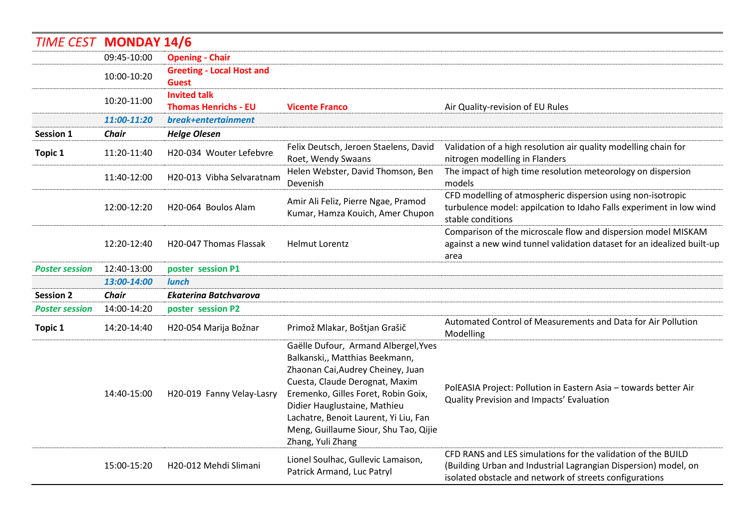| *TIME CEST* | **MONDAY 14/6** | | | |
|---|---|---|---|---|
| | 09:45-10:00 | **Opening - Chair** | | |
| | 10:00-10:20 | **Greeting - Local Host and Guest** | | |
| | 10:20-11:00 | **Invited talk Thomas Henrichs - EU** | **Vicente Franco** | Air Quality-revision of EU Rules |
| | ***11:00-11:20*** | ***break+entertainment*** | | |
| **Session 1** | ***Chair*** | ***Helge Olesen*** | | |
| **Topic 1** | 11:20-11:40 | H20-034 Wouter Lefebvre | Felix Deutsch, Jeroen Staelens, David Roet, Wendy Swaans | Validation of a high resolution air quality modelling chain for nitrogen modelling in Flanders |
| | 11:40-12:00 | H20-013 Vibha Selvaratnam | Helen Webster, David Thomson, Ben Devenish | The impact of high time resolution meteorology on dispersion models |
| | 12:00-12:20 | H20-064 Boulos Alam | Amir Ali Feliz, Pierre Ngae, Pramod Kumar, Hamza Kouich, Amer Chupon | CFD modelling of atmospheric dispersion using non-isotropic turbulence model: appilcation to Idaho Falls experiment in low wind stable conditions |
| | 12:20-12:40 | H20-047 Thomas Flassak | Helmut Lorentz | Comparison of the microscale flow and dispersion model MISKAM against a new wind tunnel validation dataset for an idealized built-up area |
| ***Poster session*** | 12:40-13:00 | **poster session P1** | | |
| | ***13:00-14:00*** | ***lunch*** | | |
| **Session 2** | ***Chair*** | ***Ekaterina Batchvarova*** | | |
| ***Poster session*** | 14:00-14:20 | **poster session P2** | | |
| **Topic 1** | 14:20-14:40 | H20-054 Marija Božnar | Primož Mlakar, Boštjan Grašič | Automated Control of Measurements and Data for Air Pollution Modelling |
| | 14:40-15:00 | H20-019 Fanny Velay-Lasry | Gaëlle Dufour, Armand Albergel,Yves Balkanski,, Matthias Beekmann, Zhaonan Cai,Audrey Cheiney, Juan Cuesta, Claude Derognat, Maxim Eremenko, Gilles Foret, Robin Goix, Didier Hauglustaine, Mathieu Lachatre, Benoit Laurent, Yi Liu, Fan Meng, Guillaume Siour, Shu Tao, Qijie Zhang, Yuli Zhang | PolEASIA Project: Pollution in Eastern Asia – towards better Air Quality Prevision and Impacts' Evaluation |
| | 15:00-15:20 | H20-012 Mehdi Slimani | Lionel Soulhac, Gullevic Lamaison, Patrick Armand, Luc Patryl | CFD RANS and LES simulations for the validation of the BUILD (Building Urban and Industrial Lagrangian Dispersion) model, on isolated obstacle and network of streets configurations |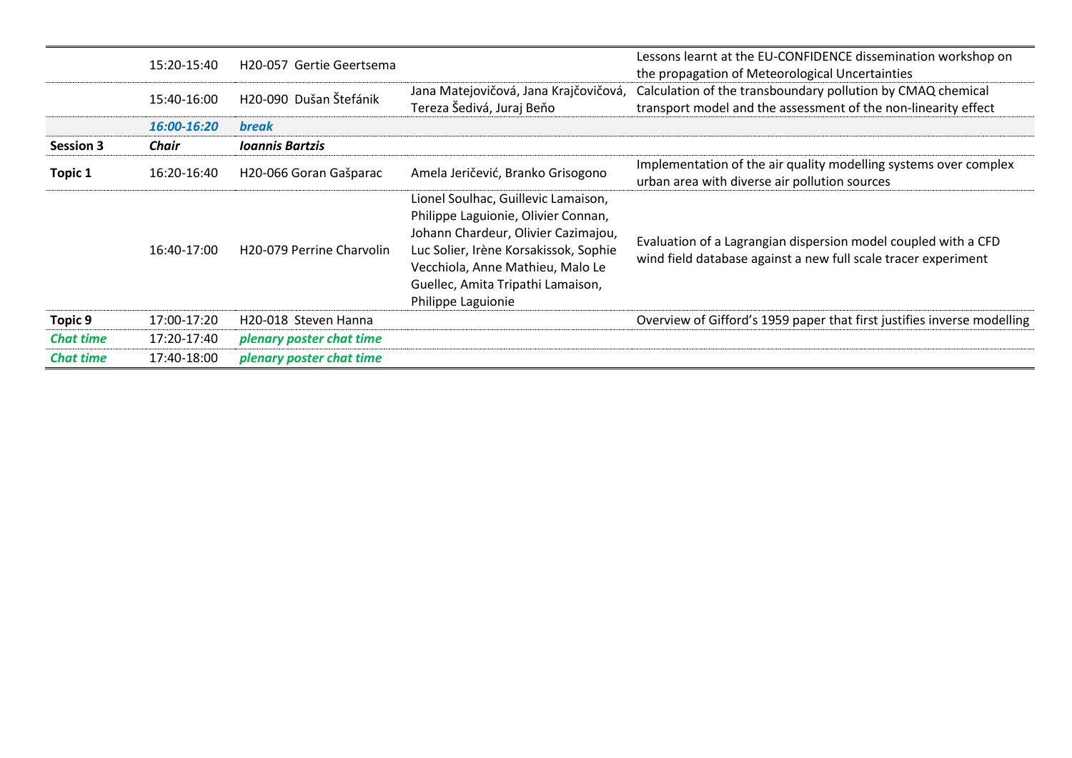| | | | | |
|---|---|---|---|---|
| | 15:20-15:40 | H20-057 Gertie Geertsema | | Lessons learnt at the EU-CONFIDENCE dissemination workshop on the propagation of Meteorological Uncertainties |
| | 15:40-16:00 | H20-090 Dušan Štefánik | Jana Matejovičová, Jana Krajčovičová, Tereza Šedivá, Juraj Beňo | Calculation of the transboundary pollution by CMAQ chemical transport model and the assessment of the non-linearity effect |
| | ***16:00-16:20*** | ***break*** | | |
| **Session 3** | ***Chair*** | ***Ioannis Bartzis*** | | |
| **Topic 1** | 16:20-16:40 | H20-066 Goran Gašparac | Amela Jeričević, Branko Grisogono | Implementation of the air quality modelling systems over complex urban area with diverse air pollution sources |
| | 16:40-17:00 | H20-079 Perrine Charvolin | Lionel Soulhac, Guillevic Lamaison, Philippe Laguionie, Olivier Connan, Johann Chardeur, Olivier Cazimajou, Luc Solier, Irène Korsakissok, Sophie Vecchiola, Anne Mathieu, Malo Le Guellec, Amita Tripathi Lamaison, Philippe Laguionie | Evaluation of a Lagrangian dispersion model coupled with a CFD wind field database against a new full scale tracer experiment |
| **Topic 9** | 17:00-17:20 | H20-018 Steven Hanna | | Overview of Gifford's 1959 paper that first justifies inverse modelling |
| ***Chat time*** | 17:20-17:40 | ***plenary poster chat time*** | | |
| ***Chat time*** | 17:40-18:00 | ***plenary poster chat time*** | | |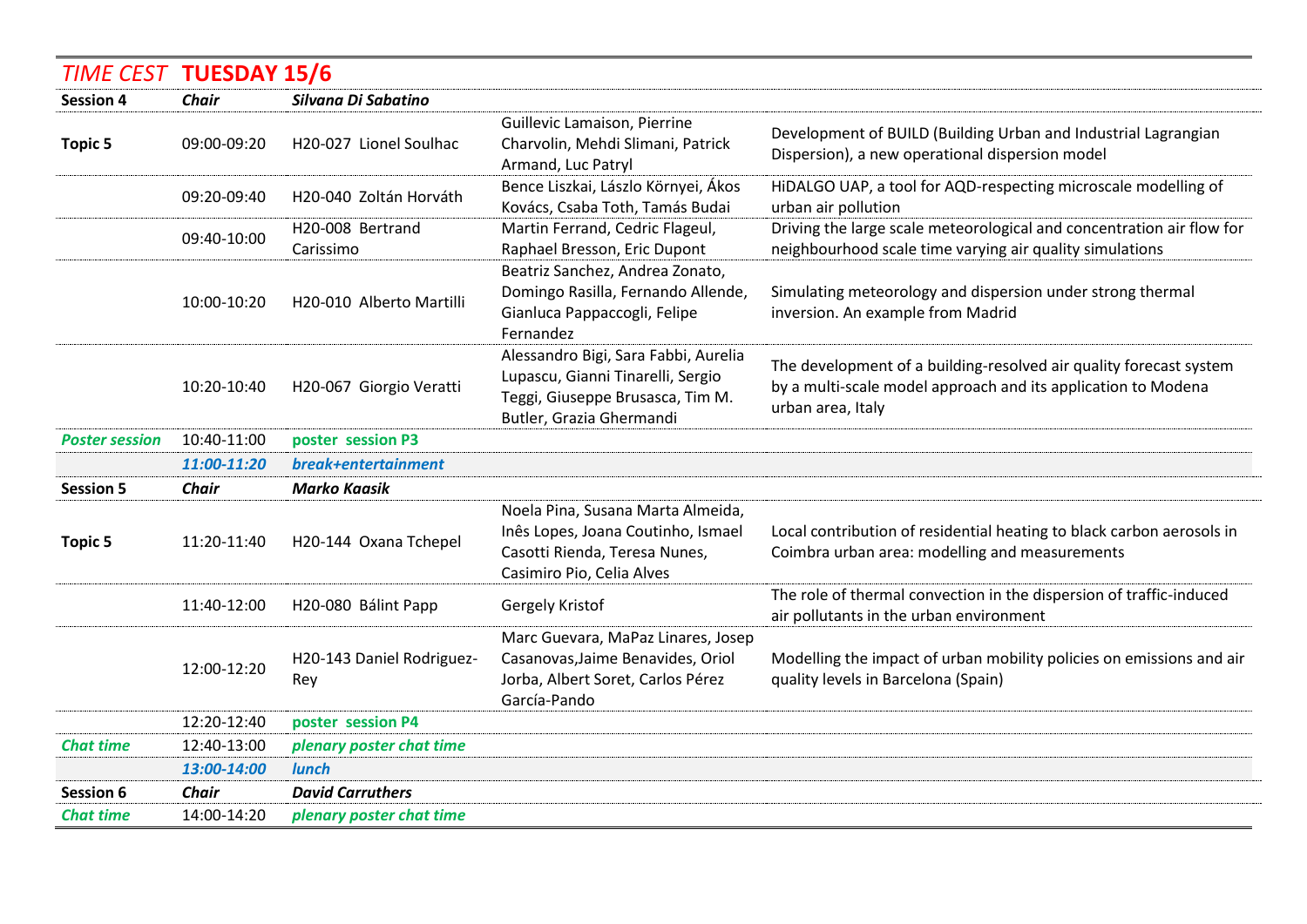| *TIME CEST* | **TUESDAY 15/6** | | | |
|---|---|---|---|---|
| **Session 4** | ***Chair*** | ***Silvana Di Sabatino*** | | |
| **Topic 5** | 09:00-09:20 | H20-027 Lionel Soulhac | Guillevic Lamaison, Pierrine Charvolin, Mehdi Slimani, Patrick Armand, Luc Patryl | Development of BUILD (Building Urban and Industrial Lagrangian Dispersion), a new operational dispersion model |
| | 09:20-09:40 | H20-040 Zoltán Horváth | Bence Liszkai, László Környei, Ákos Kovács, Csaba Toth, Tamás Budai | HiDALGO UAP, a tool for AQD-respecting microscale modelling of urban air pollution |
| | 09:40-10:00 | H20-008 Bertrand Carissimo | Martin Ferrand, Cedric Flageul, Raphael Bresson, Eric Dupont | Driving the large scale meteorological and concentration air flow for neighbourhood scale time varying air quality simulations |
| | 10:00-10:20 | H20-010 Alberto Martilli | Beatriz Sanchez, Andrea Zonato, Domingo Rasilla, Fernando Allende, Gianluca Pappaccogli, Felipe Fernandez | Simulating meteorology and dispersion under strong thermal inversion. An example from Madrid |
| | 10:20-10:40 | H20-067 Giorgio Veratti | Alessandro Bigi, Sara Fabbi, Aurelia Lupascu, Gianni Tinarelli, Sergio Teggi, Giuseppe Brusasca, Tim M. Butler, Grazia Ghermandi | The development of a building-resolved air quality forecast system by a multi-scale model approach and its application to Modena urban area, Italy |
| ***Poster session*** | 10:40-11:00 | **poster session P3** | | |
| | ***11:00-11:20*** | ***break+entertainment*** | | |
| **Session 5** | ***Chair*** | ***Marko Kaasik*** | | |
| **Topic 5** | 11:20-11:40 | H20-144 Oxana Tchepel | Noela Pina, Susana Marta Almeida, Inês Lopes, Joana Coutinho, Ismael Casotti Rienda, Teresa Nunes, Casimiro Pio, Celia Alves | Local contribution of residential heating to black carbon aerosols in Coimbra urban area: modelling and measurements |
| | 11:40-12:00 | H20-080 Bálint Papp | Gergely Kristof | The role of thermal convection in the dispersion of traffic-induced air pollutants in the urban environment |
| | 12:00-12:20 | H20-143 Daniel Rodriguez-Rey | Marc Guevara, MaPaz Linares, Josep Casanovas,Jaime Benavides, Oriol Jorba, Albert Soret, Carlos Pérez García-Pando | Modelling the impact of urban mobility policies on emissions and air quality levels in Barcelona (Spain) |
| | 12:20-12:40 | **poster session P4** | | |
| ***Chat time*** | 12:40-13:00 | ***plenary poster chat time*** | | |
| | ***13:00-14:00*** | ***lunch*** | | |
| **Session 6** | ***Chair*** | ***David Carruthers*** | | |
| ***Chat time*** | 14:00-14:20 | ***plenary poster chat time*** | | |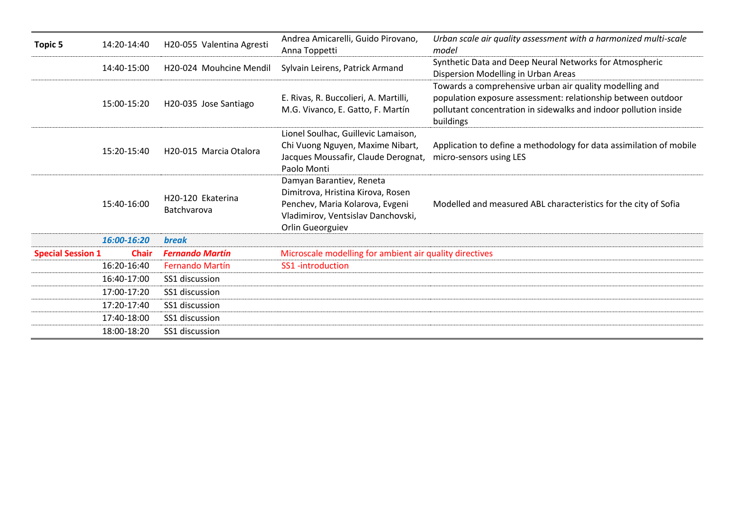| | | | | |
|---|---|---|---|---|
| **Topic 5** | 14:20-14:40 | H20-055 Valentina Agresti | Andrea Amicarelli, Guido Pirovano, Anna Toppetti | *Urban scale air quality assessment with a harmonized multi-scale model* |
| | 14:40-15:00 | H20-024 Mouhcine Mendil | Sylvain Leirens, Patrick Armand | Synthetic Data and Deep Neural Networks for Atmospheric Dispersion Modelling in Urban Areas |
| | 15:00-15:20 | H20-035 Jose Santiago | E. Rivas, R. Buccolieri, A. Martilli, M.G. Vivanco, E. Gatto, F. Martín | Towards a comprehensive urban air quality modelling and population exposure assessment: relationship between outdoor pollutant concentration in sidewalks and indoor pollution inside buildings |
| | 15:20-15:40 | H20-015 Marcia Otalora | Lionel Soulhac, Guillevic Lamaison, Chi Vuong Nguyen, Maxime Nibart, Jacques Moussafir, Claude Derognat, Paolo Monti | Application to define a methodology for data assimilation of mobile micro-sensors using LES |
| | 15:40-16:00 | H20-120 Ekaterina Batchvarova | Damyan Barantiev, Reneta Dimitrova, Hristina Kirova, Rosen Penchev, Maria Kolarova, Evgeni Vladimirov, Ventsislav Danchovski, Orlin Gueorguiev | Modelled and measured ABL characteristics for the city of Sofia |
| | ***16:00-16:20*** | ***break*** | | |
| **Special Session 1** | **Chair** | ***Fernando Martín*** | Microscale modelling for ambient air quality directives | |
| | 16:20-16:40 | Fernando Martín | SS1 -introduction | |
| | 16:40-17:00 | SS1 discussion | | |
| | 17:00-17:20 | SS1 discussion | | |
| | 17:20-17:40 | SS1 discussion | | |
| | 17:40-18:00 | SS1 discussion | | |
| | 18:00-18:20 | SS1 discussion | | |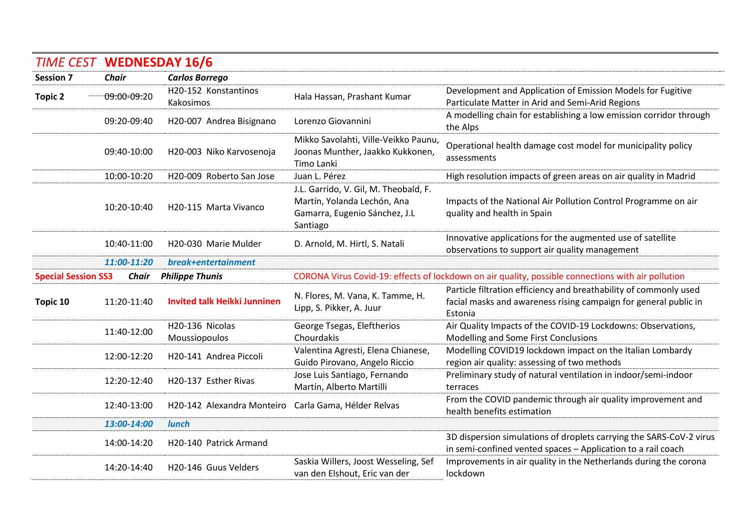## *TIME CEST* **WEDNESDAY 16/6**

| | | | | |
|---|---|---|---|---|
| **Session 7** | ***Chair*** | ***Carlos Borrego*** | | |
| **Topic 2** | ~~09:00-09:20~~ | H20-152 Konstantinos Kakosimos | Hala Hassan, Prashant Kumar | Development and Application of Emission Models for Fugitive Particulate Matter in Arid and Semi-Arid Regions |
| | 09:20-09:40 | H20-007 Andrea Bisignano | Lorenzo Giovannini | A modelling chain for establishing a low emission corridor through the Alps |
| | 09:40-10:00 | H20-003 Niko Karvosenoja | Mikko Savolahti, Ville-Veikko Paunu, Joonas Munther, Jaakko Kukkonen, Timo Lanki | Operational health damage cost model for municipality policy assessments |
| | 10:00-10:20 | H20-009 Roberto San Jose | Juan L. Pérez | High resolution impacts of green areas on air quality in Madrid |
| | 10:20-10:40 | H20-115 Marta Vivanco | J.L. Garrido, V. Gil, M. Theobald, F. Martín, Yolanda Lechón, Ana Gamarra, Eugenio Sánchez, J.L Santiago | Impacts of the National Air Pollution Control Programme on air quality and health in Spain |
| | 10:40-11:00 | H20-030 Marie Mulder | D. Arnold, M. Hirtl, S. Natali | Innovative applications for the augmented use of satellite observations to support air quality management |
| | ***11:00-11:20*** | ***break+entertainment*** | | |
| **Special Session SS3** | ***Chair*** | ***Philippe Thunis*** | CORONA Virus Covid-19: effects of lockdown on air quality, possible connections with air pollution | |
| **Topic 10** | 11:20-11:40 | **Invited talk Heikki Junninen** | N. Flores, M. Vana, K. Tamme, H. Lipp, S. Pikker, A. Juur | Particle filtration efficiency and breathability of commonly used facial masks and awareness rising campaign for general public in Estonia |
| | 11:40-12:00 | H20-136 Nicolas Moussiopoulos | George Tsegas, Eleftherios Chourdakis | Air Quality Impacts of the COVID-19 Lockdowns: Observations, Modelling and Some First Conclusions |
| | 12:00-12:20 | H20-141 Andrea Piccoli | Valentina Agresti, Elena Chianese, Guido Pirovano, Angelo Riccio | Modelling COVID19 lockdown impact on the Italian Lombardy region air quality: assessing of two methods |
| | 12:20-12:40 | H20-137 Esther Rivas | Jose Luis Santiago, Fernando Martín, Alberto Martilli | Preliminary study of natural ventilation in indoor/semi-indoor terraces |
| | 12:40-13:00 | H20-142 Alexandra Monteiro | Carla Gama, Hélder Relvas | From the COVID pandemic through air quality improvement and health benefits estimation |
| | ***13:00-14:00*** | ***lunch*** | | |
| | 14:00-14:20 | H20-140 Patrick Armand | | 3D dispersion simulations of droplets carrying the SARS-CoV-2 virus in semi-confined vented spaces – Application to a rail coach |
| | 14:20-14:40 | H20-146 Guus Velders | Saskia Willers, Joost Wesseling, Sef van den Elshout, Eric van der | Improvements in air quality in the Netherlands during the corona lockdown |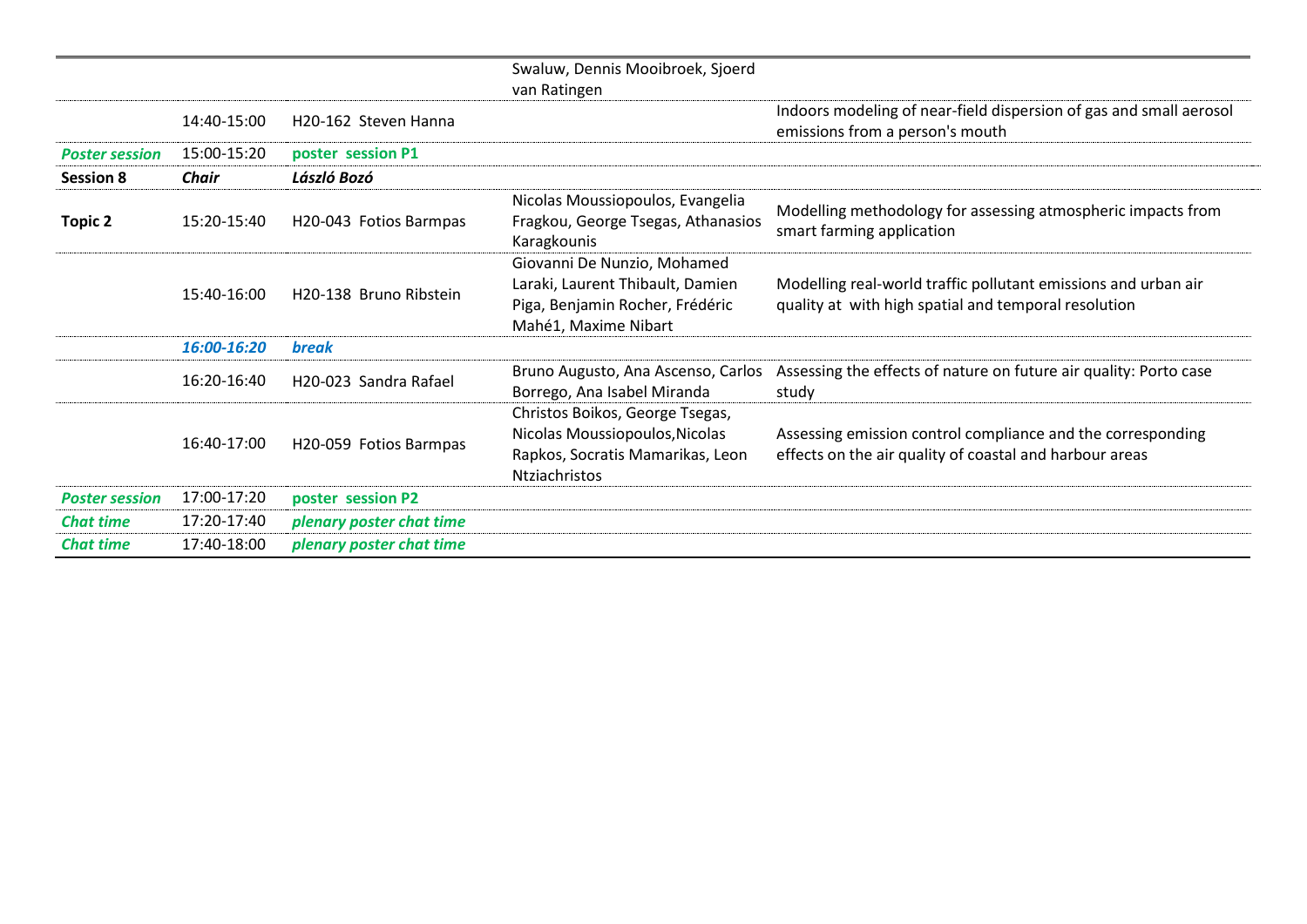| | | | | |
|---|---|---|---|---|
| | | | Swaluw, Dennis Mooibroek, Sjoerd van Ratingen | |
| | 14:40-15:00 | H20-162 Steven Hanna | | Indoors modeling of near-field dispersion of gas and small aerosol emissions from a person's mouth |
| ***Poster session*** | 15:00-15:20 | **poster session P1** | | |
| **Session 8** | ***Chair*** | ***László Bozó*** | | |
| **Topic 2** | 15:20-15:40 | H20-043 Fotios Barmpas | Nicolas Moussiopoulos, Evangelia Fragkou, George Tsegas, Athanasios Karagkounis | Modelling methodology for assessing atmospheric impacts from smart farming application |
| | 15:40-16:00 | H20-138 Bruno Ribstein | Giovanni De Nunzio, Mohamed Laraki, Laurent Thibault, Damien Piga, Benjamin Rocher, Frédéric Mahé1, Maxime Nibart | Modelling real-world traffic pollutant emissions and urban air quality at with high spatial and temporal resolution |
| | ***16:00-16:20*** | ***break*** | | |
| | 16:20-16:40 | H20-023 Sandra Rafael | Bruno Augusto, Ana Ascenso, Carlos Borrego, Ana Isabel Miranda | Assessing the effects of nature on future air quality: Porto case study |
| | 16:40-17:00 | H20-059 Fotios Barmpas | Christos Boikos, George Tsegas, Nicolas Moussiopoulos,Nicolas Rapkos, Socratis Mamarikas, Leon Ntziachristos | Assessing emission control compliance and the corresponding effects on the air quality of coastal and harbour areas |
| ***Poster session*** | 17:00-17:20 | **poster session P2** | | |
| ***Chat time*** | 17:20-17:40 | ***plenary poster chat time*** | | |
| ***Chat time*** | 17:40-18:00 | ***plenary poster chat time*** | | |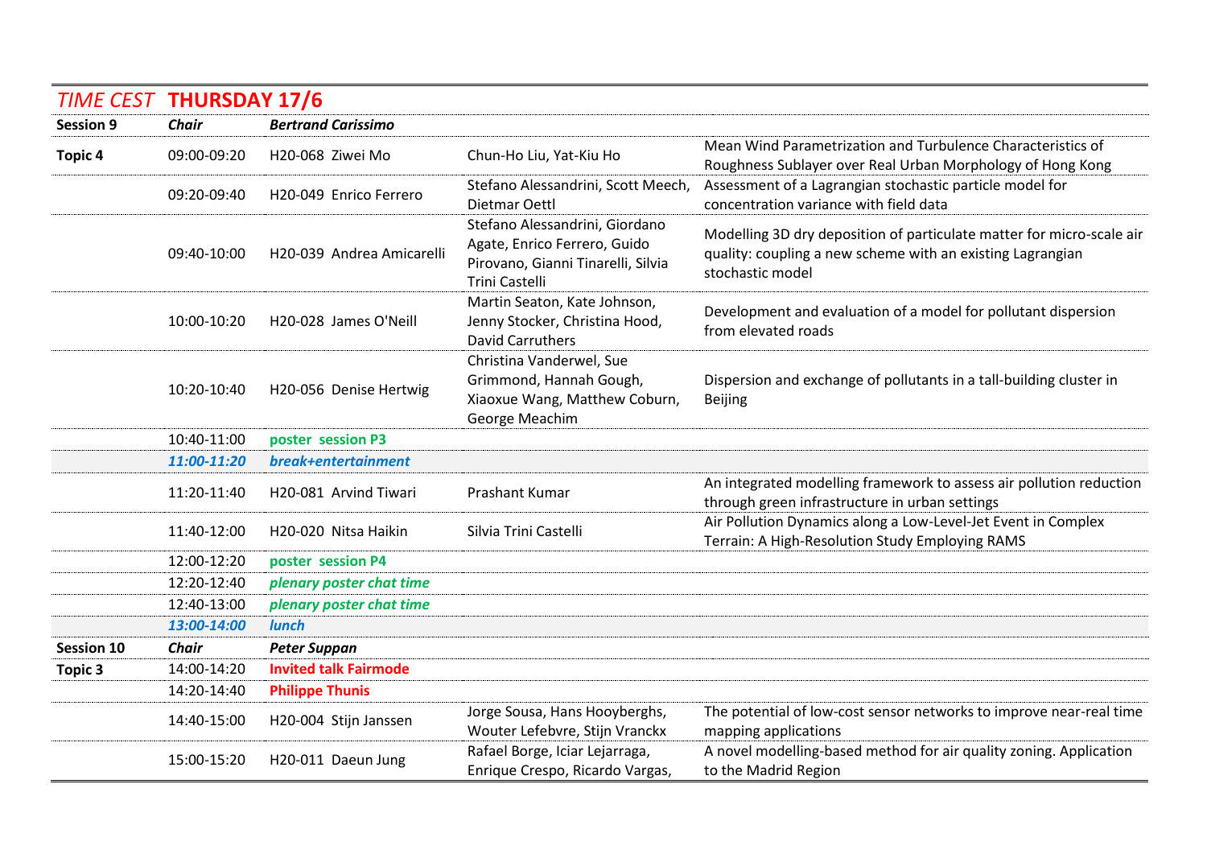| *TIME CEST* | **THURSDAY 17/6** | | | |
|---|---|---|---|---|
| **Session 9** | ***Chair*** | ***Bertrand Carissimo*** | | |
| **Topic 4** | 09:00-09:20 | H20-068 Ziwei Mo | Chun-Ho Liu, Yat-Kiu Ho | Mean Wind Parametrization and Turbulence Characteristics of Roughness Sublayer over Real Urban Morphology of Hong Kong |
| | 09:20-09:40 | H20-049 Enrico Ferrero | Stefano Alessandrini, Scott Meech, Dietmar Oettl | Assessment of a Lagrangian stochastic particle model for concentration variance with field data |
| | 09:40-10:00 | H20-039 Andrea Amicarelli | Stefano Alessandrini, Giordano Agate, Enrico Ferrero, Guido Pirovano, Gianni Tinarelli, Silvia Trini Castelli | Modelling 3D dry deposition of particulate matter for micro-scale air quality: coupling a new scheme with an existing Lagrangian stochastic model |
| | 10:00-10:20 | H20-028 James O'Neill | Martin Seaton, Kate Johnson, Jenny Stocker, Christina Hood, David Carruthers | Development and evaluation of a model for pollutant dispersion from elevated roads |
| | 10:20-10:40 | H20-056 Denise Hertwig | Christina Vanderwel, Sue Grimmond, Hannah Gough, Xiaoxue Wang, Matthew Coburn, George Meachim | Dispersion and exchange of pollutants in a tall-building cluster in Beijing |
| | 10:40-11:00 | **poster session P3** | | |
| | ***11:00-11:20*** | ***break+entertainment*** | | |
| | 11:20-11:40 | H20-081 Arvind Tiwari | Prashant Kumar | An integrated modelling framework to assess air pollution reduction through green infrastructure in urban settings |
| | 11:40-12:00 | H20-020 Nitsa Haikin | Silvia Trini Castelli | Air Pollution Dynamics along a Low-Level-Jet Event in Complex Terrain: A High-Resolution Study Employing RAMS |
| | 12:00-12:20 | **poster session P4** | | |
| | 12:20-12:40 | ***plenary poster chat time*** | | |
| | 12:40-13:00 | ***plenary poster chat time*** | | |
| | ***13:00-14:00*** | ***lunch*** | | |
| **Session 10** | ***Chair*** | ***Peter Suppan*** | | |
| **Topic 3** | 14:00-14:20 | **Invited talk Fairmode** | | |
| | 14:20-14:40 | **Philippe Thunis** | | |
| | 14:40-15:00 | H20-004 Stijn Janssen | Jorge Sousa, Hans Hooyberghs, Wouter Lefebvre, Stijn Vranckx | The potential of low-cost sensor networks to improve near-real time mapping applications |
| | 15:00-15:20 | H20-011 Daeun Jung | Rafael Borge, Iciar Lejarraga, Enrique Crespo, Ricardo Vargas, | A novel modelling-based method for air quality zoning. Application to the Madrid Region |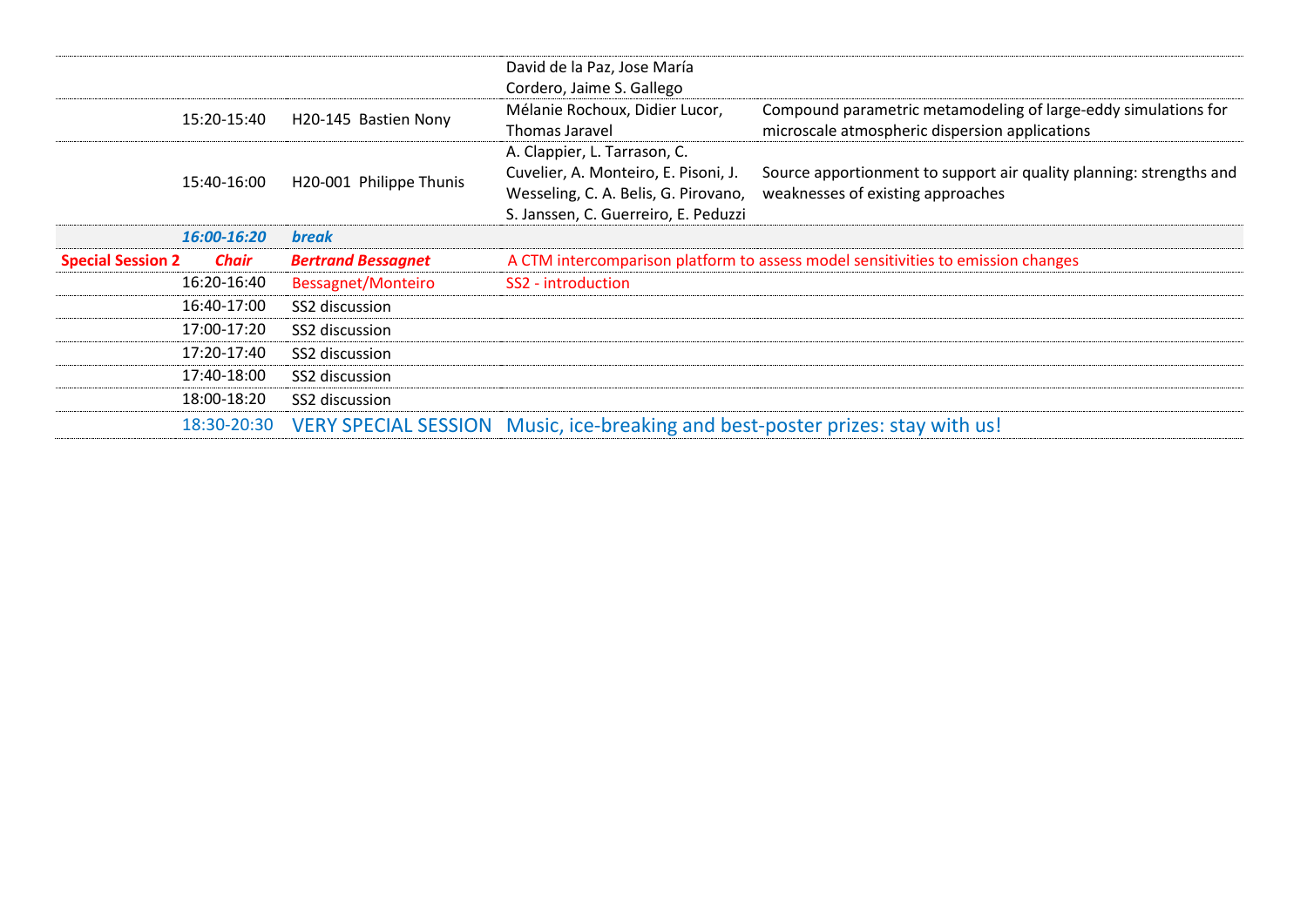| | | | | |
|---|---|---|---|---|
| | | | David de la Paz, Jose María Cordero, Jaime S. Gallego | |
| | 15:20-15:40 | H20-145 Bastien Nony | Mélanie Rochoux, Didier Lucor, Thomas Jaravel | Compound parametric metamodeling of large-eddy simulations for microscale atmospheric dispersion applications |
| | 15:40-16:00 | H20-001 Philippe Thunis | A. Clappier, L. Tarrason, C. Cuvelier, A. Monteiro, E. Pisoni, J. Wesseling, C. A. Belis, G. Pirovano, S. Janssen, C. Guerreiro, E. Peduzzi | Source apportionment to support air quality planning: strengths and weaknesses of existing approaches |
| | ***16:00-16:20*** | ***break*** | | |
| **Special Session 2** | ***Chair*** | ***Bertrand Bessagnet*** | A CTM intercomparison platform to assess model sensitivities to emission changes | |
| | 16:20-16:40 | Bessagnet/Monteiro | SS2 - introduction | |
| | 16:40-17:00 | SS2 discussion | | |
| | 17:00-17:20 | SS2 discussion | | |
| | 17:20-17:40 | SS2 discussion | | |
| | 17:40-18:00 | SS2 discussion | | |
| | 18:00-18:20 | SS2 discussion | | |
| | 18:30-20:30 | VERY SPECIAL SESSION | Music, ice-breaking and best-poster prizes: stay with us! | |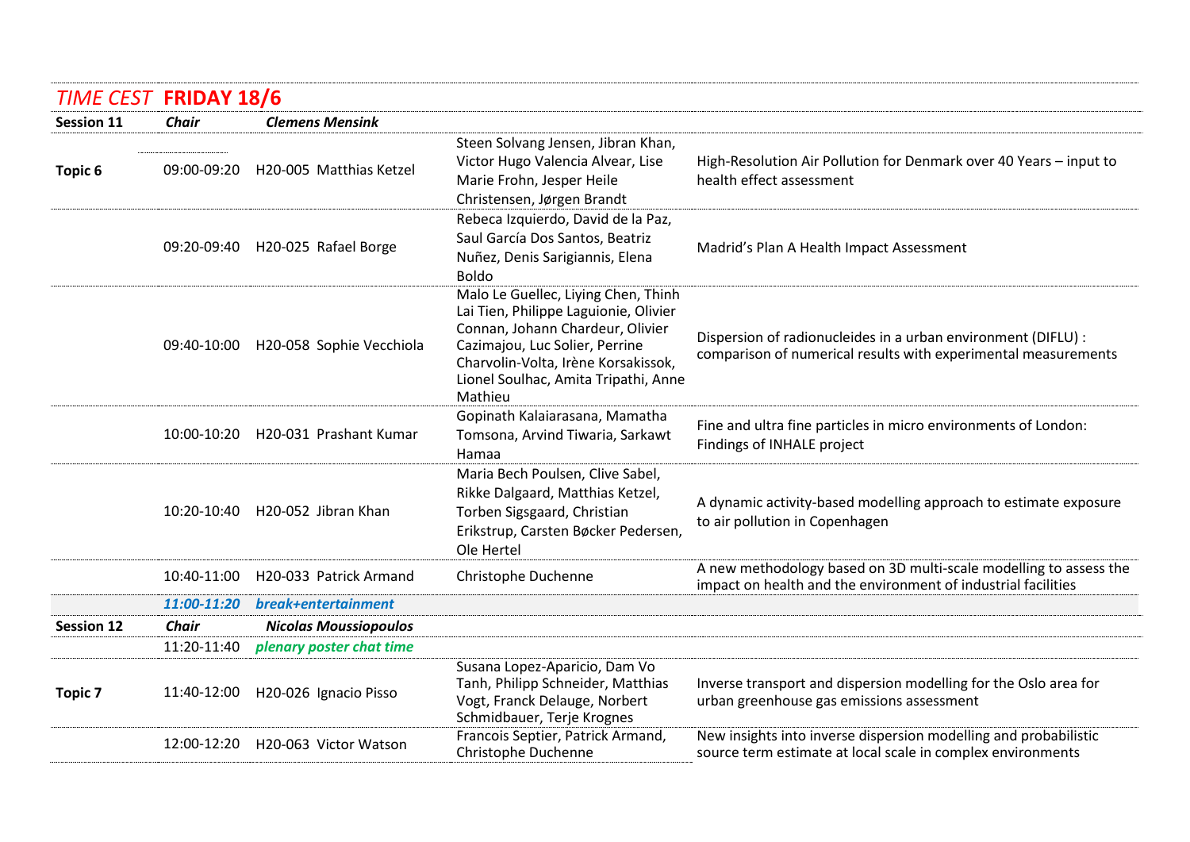## *TIME CEST* **FRIDAY 18/6**

| **Session 11** | ***Chair*** | ***Clemens Mensink*** | | |
|---|---|---|---|---|
| **Topic 6** | 09:00-09:20 | H20-005 Matthias Ketzel | Steen Solvang Jensen, Jibran Khan, Victor Hugo Valencia Alvear, Lise Marie Frohn, Jesper Heile Christensen, Jørgen Brandt | High-Resolution Air Pollution for Denmark over 40 Years – input to health effect assessment |
| | 09:20-09:40 | H20-025 Rafael Borge | Rebeca Izquierdo, David de la Paz, Saul García Dos Santos, Beatriz Nuñez, Denis Sarigiannis, Elena Boldo | Madrid's Plan A Health Impact Assessment |
| | 09:40-10:00 | H20-058 Sophie Vecchiola | Malo Le Guellec, Liying Chen, Thinh Lai Tien, Philippe Laguionie, Olivier Connan, Johann Chardeur, Olivier Cazimajou, Luc Solier, Perrine Charvolin-Volta, Irène Korsakissok, Lionel Soulhac, Amita Tripathi, Anne Mathieu | Dispersion of radionucleides in a urban environment (DIFLU) : comparison of numerical results with experimental measurements |
| | 10:00-10:20 | H20-031 Prashant Kumar | Gopinath Kalaiarasana, Mamatha Tomsona, Arvind Tiwaria, Sarkawt Hamaa | Fine and ultra fine particles in micro environments of London: Findings of INHALE project |
| | 10:20-10:40 | H20-052 Jibran Khan | Maria Bech Poulsen, Clive Sabel, Rikke Dalgaard, Matthias Ketzel, Torben Sigsgaard, Christian Erikstrup, Carsten Bøcker Pedersen, Ole Hertel | A dynamic activity-based modelling approach to estimate exposure to air pollution in Copenhagen |
| | 10:40-11:00 | H20-033 Patrick Armand | Christophe Duchenne | A new methodology based on 3D multi-scale modelling to assess the impact on health and the environment of industrial facilities |
| | ***11:00-11:20*** | ***break+entertainment*** | | |
| **Session 12** | ***Chair*** | ***Nicolas Moussiopoulos*** | | |
| | 11:20-11:40 | ***plenary poster chat time*** | | |
| **Topic 7** | 11:40-12:00 | H20-026 Ignacio Pisso | Susana Lopez-Aparicio, Dam Vo Tanh, Philipp Schneider, Matthias Vogt, Franck Delauge, Norbert Schmidbauer, Terje Krognes | Inverse transport and dispersion modelling for the Oslo area for urban greenhouse gas emissions assessment |
| | 12:00-12:20 | H20-063 Victor Watson | Francois Septier, Patrick Armand, Christophe Duchenne | New insights into inverse dispersion modelling and probabilistic source term estimate at local scale in complex environments |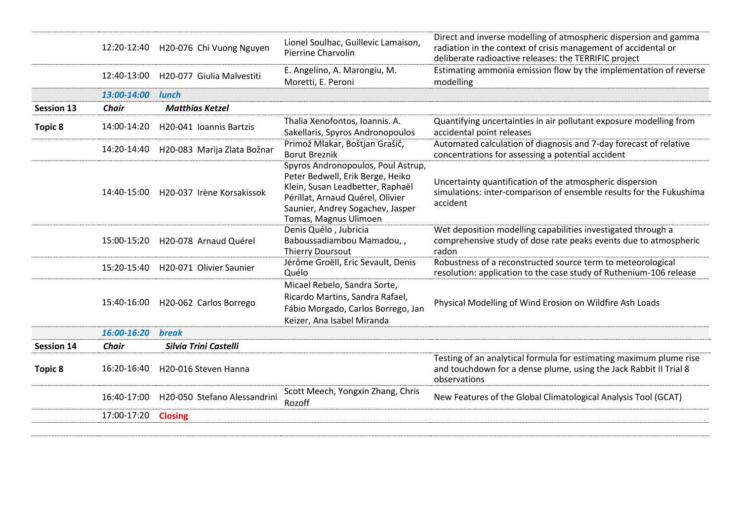| | | | | |
|---|---|---|---|---|
| | 12:20-12:40 | H20-076 Chi Vuong Nguyen | Lionel Soulhac, Guillevic Lamaison, Pierrine Charvolin | Direct and inverse modelling of atmospheric dispersion and gamma radiation in the context of crisis management of accidental or deliberate radioactive releases: the TERRIFIC project |
| | 12:40-13:00 | H20-077 Giulia Malvestiti | E. Angelino, A. Marongiu, M. Moretti, E. Peroni | Estimating ammonia emission flow by the implementation of reverse modelling |
| | *13:00-14:00* | *lunch* | | |
| **Session 13** | ***Chair*** | ***Matthias Ketzel*** | | |
| **Topic 8** | 14:00-14:20 | H20-041 Ioannis Bartzis | Thalia Xenofontos, Ioannis. A. Sakellaris, Spyros Andronopoulos | Quantifying uncertainties in air pollutant exposure modelling from accidental point releases |
| | 14:20-14:40 | H20-083 Marija Zlata Božnar | Primož Mlakar, Boštjan Grašič, Borut Breznik | Automated calculation of diagnosis and 7-day forecast of relative concentrations for assessing a potential accident |
| | 14:40-15:00 | H20-037 Irène Korsakissok | Spyros Andronopoulos, Poul Astrup, Peter Bedwell, Erik Berge, Heiko Klein, Susan Leadbetter, Raphaël Périllat, Arnaud Quérel, Olivier Saunier, Andrey Sogachev, Jasper Tomas, Magnus Ulimoen | Uncertainty quantification of the atmospheric dispersion simulations: inter-comparison of ensemble results for the Fukushima accident |
| | 15:00-15:20 | H20-078 Arnaud Quérel | Denis Quélo , Jubricia Baboussadiambou Mamadou, , Thierry Doursout | Wet deposition modelling capabilities investigated through a comprehensive study of dose rate peaks events due to atmospheric radon |
| | 15:20-15:40 | H20-071 Olivier Saunier | Jérôme Groëll, Eric Sevault, Denis Quélo | Robustness of a reconstructed source term to meteorological resolution: application to the case study of Ruthenium-106 release |
| | 15:40-16:00 | H20-062 Carlos Borrego | Micael Rebelo, Sandra Sorte, Ricardo Martins, Sandra Rafael, Fábio Morgado, Carlos Borrego, Jan Keizer, Ana Isabel Miranda | Physical Modelling of Wind Erosion on Wildfire Ash Loads |
| | *16:00-16:20* | *break* | | |
| **Session 14** | ***Chair*** | ***Silvia Trini Castelli*** | | |
| **Topic 8** | 16:20-16:40 | H20-016 Steven Hanna | | Testing of an analytical formula for estimating maximum plume rise and touchdown for a dense plume, using the Jack Rabbit II Trial 8 observations |
| | 16:40-17:00 | H20-050 Stefano Alessandrini | Scott Meech, Yongxin Zhang, Chris Rozoff | New Features of the Global Climatological Analysis Tool (GCAT) |
| | 17:00-17:20 | **Closing** | | |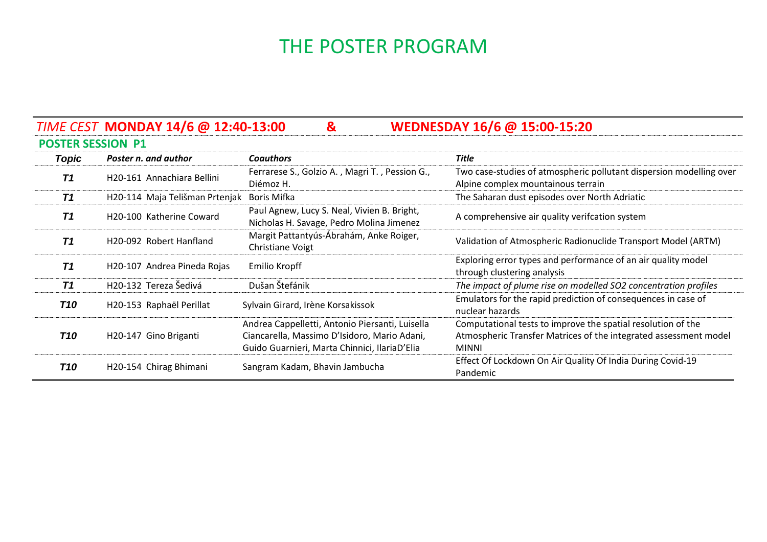# THE POSTER PROGRAM

*TIME CEST* **MONDAY 14/6 @ 12:40-13:00 & WEDNESDAY 16/6 @ 15:00-15:20**

**POSTER SESSION P1**

| *Topic* | *Poster n. and author* | *Coauthors* | *Title* |
|---|---|---|---|
| *T1* | H20-161 Annachiara Bellini | Ferrarese S., Golzio A. , Magri T. , Pession G., Diémoz H. | Two case-studies of atmospheric pollutant dispersion modelling over Alpine complex mountainous terrain |
| *T1* | H20-114 Maja Telišman Prtenjak | Boris Mifka | The Saharan dust episodes over North Adriatic |
| *T1* | H20-100 Katherine Coward | Paul Agnew, Lucy S. Neal, Vivien B. Bright, Nicholas H. Savage, Pedro Molina Jimenez | A comprehensive air quality verifcation system |
| *T1* | H20-092 Robert Hanfland | Margit Pattantyús-Ábrahám, Anke Roiger, Christiane Voigt | Validation of Atmospheric Radionuclide Transport Model (ARTM) |
| *T1* | H20-107 Andrea Pineda Rojas | Emilio Kropff | Exploring error types and performance of an air quality model through clustering analysis |
| *T1* | H20-132 Tereza Šedivá | Dušan Štefánik | *The impact of plume rise on modelled SO2 concentration profiles* |
| *T10* | H20-153 Raphaël Perillat | Sylvain Girard, Irène Korsakissok | Emulators for the rapid prediction of consequences in case of nuclear hazards |
| *T10* | H20-147 Gino Briganti | Andrea Cappelletti, Antonio Piersanti, Luisella Ciancarella, Massimo D'Isidoro, Mario Adani, Guido Guarnieri, Marta Chinnici, IlariaD'Elia | Computational tests to improve the spatial resolution of the Atmospheric Transfer Matrices of the integrated assessment model MINNI |
| *T10* | H20-154 Chirag Bhimani | Sangram Kadam, Bhavin Jambucha | Effect Of Lockdown On Air Quality Of India During Covid-19 Pandemic |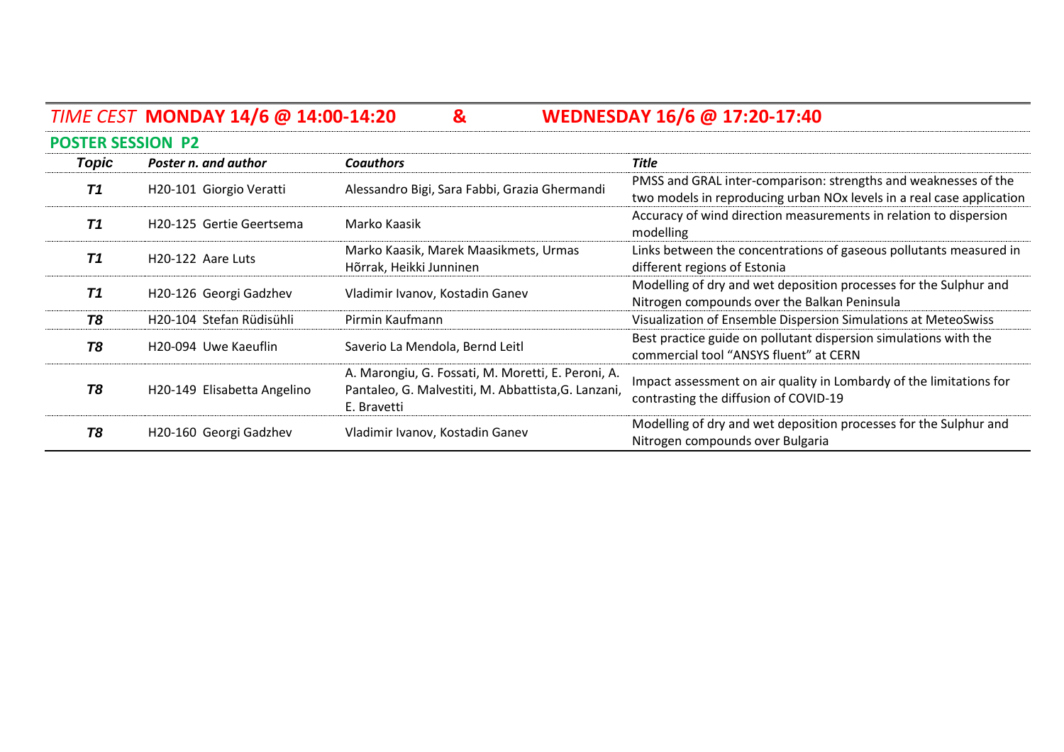## *TIME CEST* **MONDAY 14/6 @ 14:00-14:20 & WEDNESDAY 16/6 @ 17:20-17:40**

### POSTER SESSION P2

| *Topic* | *Poster n. and author* | *Coauthors* | *Title* |
|---|---|---|---|
| *T1* | H20-101 Giorgio Veratti | Alessandro Bigi, Sara Fabbi, Grazia Ghermandi | PMSS and GRAL inter-comparison: strengths and weaknesses of the two models in reproducing urban NOx levels in a real case application |
| *T1* | H20-125 Gertie Geertsema | Marko Kaasik | Accuracy of wind direction measurements in relation to dispersion modelling |
| *T1* | H20-122 Aare Luts | Marko Kaasik, Marek Maasikmets, Urmas Hõrrak, Heikki Junninen | Links between the concentrations of gaseous pollutants measured in different regions of Estonia |
| *T1* | H20-126 Georgi Gadzhev | Vladimir Ivanov, Kostadin Ganev | Modelling of dry and wet deposition processes for the Sulphur and Nitrogen compounds over the Balkan Peninsula |
| *T8* | H20-104 Stefan Rüdisühli | Pirmin Kaufmann | Visualization of Ensemble Dispersion Simulations at MeteoSwiss |
| *T8* | H20-094 Uwe Kaeuflin | Saverio La Mendola, Bernd Leitl | Best practice guide on pollutant dispersion simulations with the commercial tool "ANSYS fluent" at CERN |
| *T8* | H20-149 Elisabetta Angelino | A. Marongiu, G. Fossati, M. Moretti, E. Peroni, A. Pantaleo, G. Malvestiti, M. Abbattista,G. Lanzani, E. Bravetti | Impact assessment on air quality in Lombardy of the limitations for contrasting the diffusion of COVID-19 |
| *T8* | H20-160 Georgi Gadzhev | Vladimir Ivanov, Kostadin Ganev | Modelling of dry and wet deposition processes for the Sulphur and Nitrogen compounds over Bulgaria |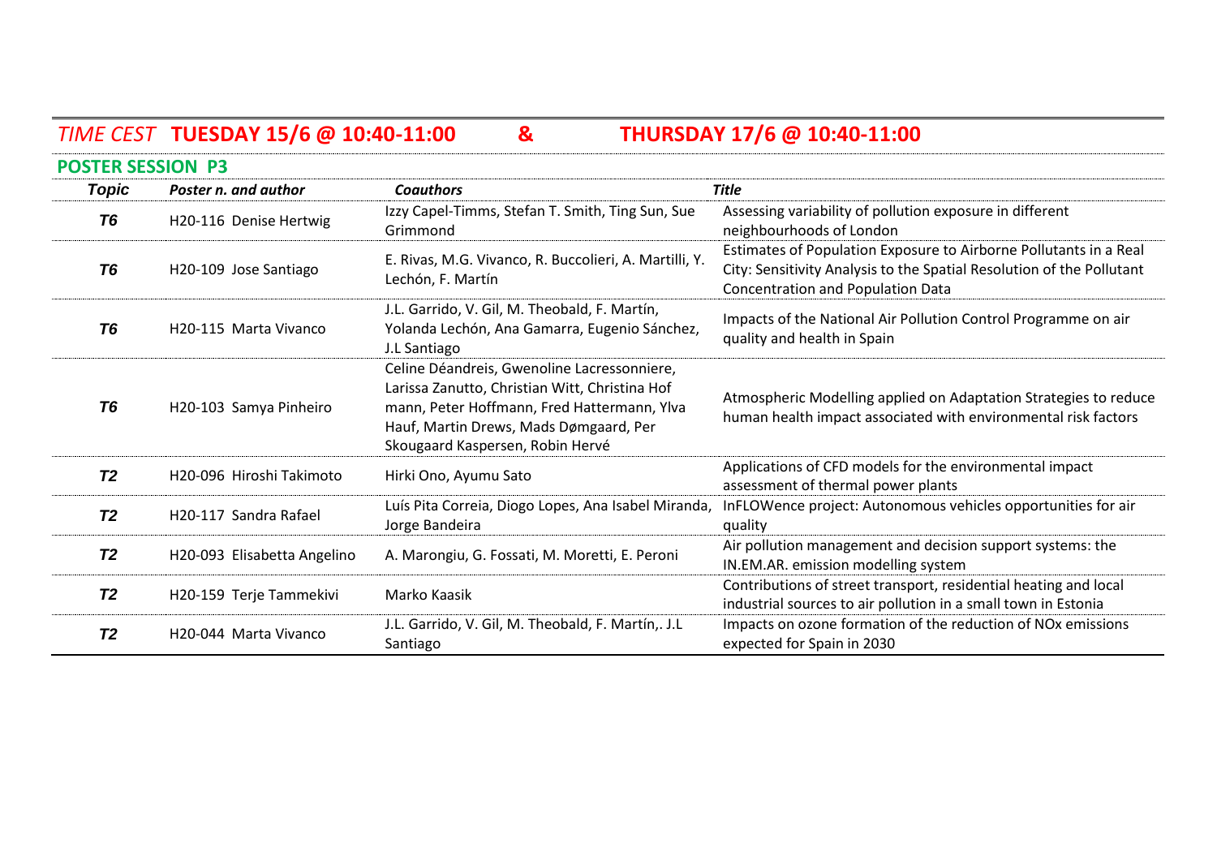*TIME CEST* **TUESDAY 15/6 @ 10:40-11:00 & THURSDAY 17/6 @ 10:40-11:00**

**POSTER SESSION P3**

| *Topic* | *Poster n. and author* | *Coauthors* | *Title* |
|---|---|---|---|
| **T6** | H20-116 Denise Hertwig | Izzy Capel-Timms, Stefan T. Smith, Ting Sun, Sue Grimmond | Assessing variability of pollution exposure in different neighbourhoods of London |
| **T6** | H20-109 Jose Santiago | E. Rivas, M.G. Vivanco, R. Buccolieri, A. Martilli, Y. Lechón, F. Martín | Estimates of Population Exposure to Airborne Pollutants in a Real City: Sensitivity Analysis to the Spatial Resolution of the Pollutant Concentration and Population Data |
| **T6** | H20-115 Marta Vivanco | J.L. Garrido, V. Gil, M. Theobald, F. Martín, Yolanda Lechón, Ana Gamarra, Eugenio Sánchez, J.L Santiago | Impacts of the National Air Pollution Control Programme on air quality and health in Spain |
| **T6** | H20-103 Samya Pinheiro | Celine Déandreis, Gwenoline Lacressonniere, Larissa Zanutto, Christian Witt, Christina Hof mann, Peter Hoffmann, Fred Hattermann, Ylva Hauf, Martin Drews, Mads Dømgaard, Per Skougaard Kaspersen, Robin Hervé | Atmospheric Modelling applied on Adaptation Strategies to reduce human health impact associated with environmental risk factors |
| **T2** | H20-096 Hiroshi Takimoto | Hirki Ono, Ayumu Sato | Applications of CFD models for the environmental impact assessment of thermal power plants |
| **T2** | H20-117 Sandra Rafael | Luís Pita Correia, Diogo Lopes, Ana Isabel Miranda, Jorge Bandeira | InFLOWence project: Autonomous vehicles opportunities for air quality |
| **T2** | H20-093 Elisabetta Angelino | A. Marongiu, G. Fossati, M. Moretti, E. Peroni | Air pollution management and decision support systems: the IN.EM.AR. emission modelling system |
| **T2** | H20-159 Terje Tammekivi | Marko Kaasik | Contributions of street transport, residential heating and local industrial sources to air pollution in a small town in Estonia |
| **T2** | H20-044 Marta Vivanco | J.L. Garrido, V. Gil, M. Theobald, F. Martín,. J.L Santiago | Impacts on ozone formation of the reduction of NOx emissions expected for Spain in 2030 |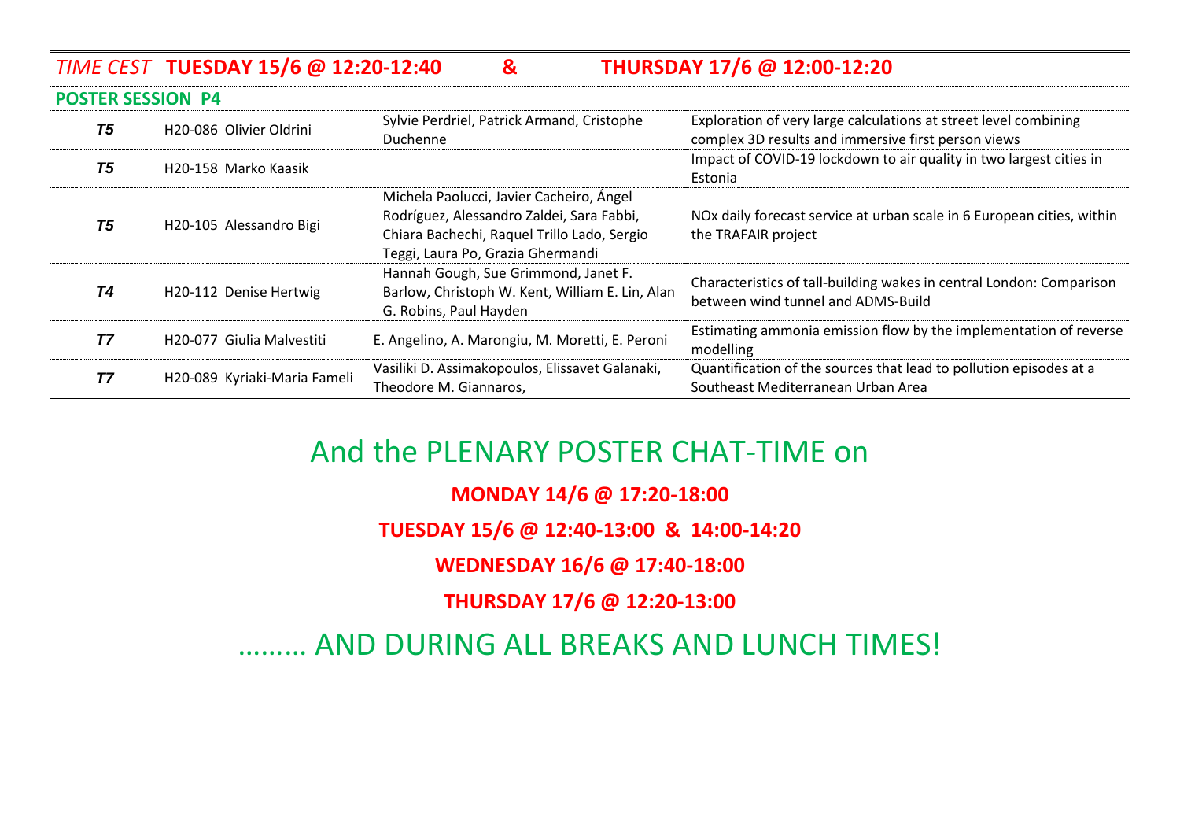*TIME CEST* **TUESDAY 15/6 @ 12:20-12:40 & THURSDAY 17/6 @ 12:00-12:20**

**POSTER SESSION P4**

| | | | |
|---|---|---|---|
| *T5* | H20-086 Olivier Oldrini | Sylvie Perdriel, Patrick Armand, Cristophe Duchenne | Exploration of very large calculations at street level combining complex 3D results and immersive first person views |
| *T5* | H20-158 Marko Kaasik | | Impact of COVID-19 lockdown to air quality in two largest cities in Estonia |
| *T5* | H20-105 Alessandro Bigi | Michela Paolucci, Javier Cacheiro, Ángel Rodríguez, Alessandro Zaldei, Sara Fabbi, Chiara Bachechi, Raquel Trillo Lado, Sergio Teggi, Laura Po, Grazia Ghermandi | NOx daily forecast service at urban scale in 6 European cities, within the TRAFAIR project |
| *T4* | H20-112 Denise Hertwig | Hannah Gough, Sue Grimmond, Janet F. Barlow, Christoph W. Kent, William E. Lin, Alan G. Robins, Paul Hayden | Characteristics of tall-building wakes in central London: Comparison between wind tunnel and ADMS-Build |
| *T7* | H20-077 Giulia Malvestiti | E. Angelino, A. Marongiu, M. Moretti, E. Peroni | Estimating ammonia emission flow by the implementation of reverse modelling |
| *T7* | H20-089 Kyriaki-Maria Fameli | Vasiliki D. Assimakopoulos, Elissavet Galanaki, Theodore M. Giannaros, | Quantification of the sources that lead to pollution episodes at a Southeast Mediterranean Urban Area |

## And the PLENARY POSTER CHAT-TIME on

**MONDAY 14/6 @ 17:20-18:00**

**TUESDAY 15/6 @ 12:40-13:00 & 14:00-14:20**

**WEDNESDAY 16/6 @ 17:40-18:00**

**THURSDAY 17/6 @ 12:20-13:00**

## ……… AND DURING ALL BREAKS AND LUNCH TIMES!